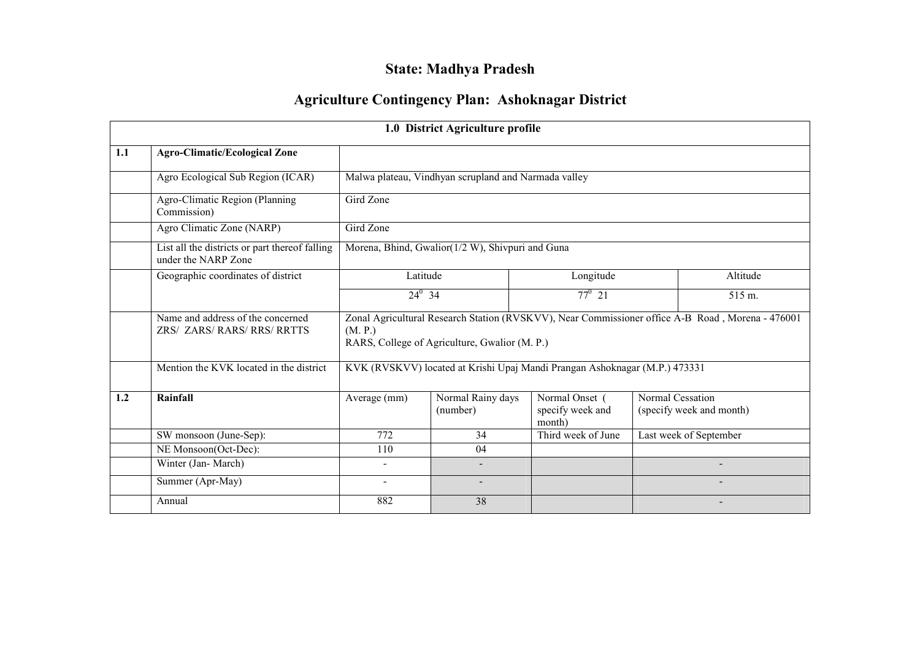# State: Madhya Pradesh

## Agriculture Contingency Plan: Ashoknagar District

| 1.0 District Agriculture profile | | | | | | |
|---|---|---|---|---|---|---|
| 1.1 | **Agro-Climatic/Ecological Zone** | | | | | |
| | Agro Ecological Sub Region (ICAR) | Malwa plateau, Vindhyan scrupland and Narmada valley | | | | |
| | Agro-Climatic Region (Planning Commission) | Gird Zone | | | | |
| | Agro Climatic Zone (NARP) | Gird Zone | | | | |
| | List all the districts or part thereof falling under the NARP Zone | Morena, Bhind, Gwalior(1/2 W), Shivpuri and Guna | | | | |
| | Geographic coordinates of district | Latitude | | Longitude | | Altitude |
| | | $24^0$ 34 | | $77^0$ 21 | | 515 m. |
| | Name and address of the concerned ZRS/ ZARS/ RARS/ RRS/ RRTTS | Zonal Agricultural Research Station (RVSKVV), Near Commissioner office A-B Road , Morena - 476001 (M. P.)<br>RARS, College of Agriculture, Gwalior (M. P.) | | | | |
| | Mention the KVK located in the district | KVK (RVSKVV) located at Krishi Upaj Mandi Prangan Ashoknagar (M.P.) 473331 | | | | |
| 1.2 | **Rainfall** | Average (mm) | Normal Rainy days (number) | Normal Onset ( specify week and month) | Normal Cessation (specify week and month) | |
| | SW monsoon (June-Sep): | 772 | 34 | Third week of June | Last week of September | |
| | NE Monsoon(Oct-Dec): | 110 | 04 | | | |
| | Winter (Jan- March) | - | - | | - | |
| | Summer (Apr-May) | - | - | | - | |
| | Annual | 882 | 38 | | - | |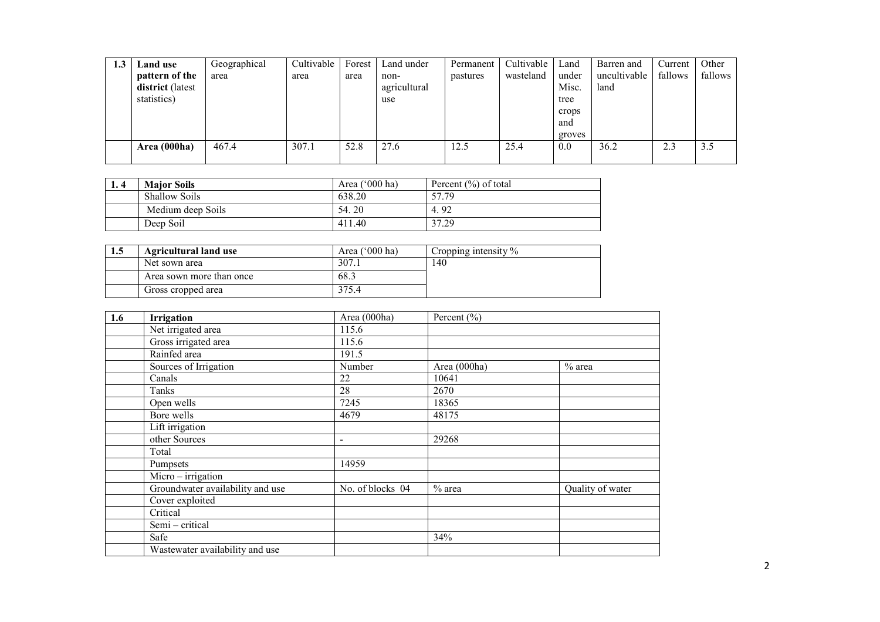| 1.3 | Land use pattern of the district (latest statistics) | Geographical area | Cultivable area | Forest area | Land under non-agricultural use | Permanent pastures | Cultivable wasteland | Land under Misc. tree crops and groves | Barren and uncultivable land | Current fallows | Other fallows |
|---|---|---|---|---|---|---|---|---|---|---|---|
| | **Area (000ha)** | 467.4 | 307.1 | 52.8 | 27.6 | 12.5 | 25.4 | 0.0 | 36.2 | 2.3 | 3.5 |

| 1. 4 | Major Soils | Area ('000 ha) | Percent (%) of total |
|---|---|---|---|
| | Shallow Soils | 638.20 | 57.79 |
| | Medium deep Soils | 54. 20 | 4. 92 |
| | Deep Soil | 411.40 | 37.29 |

| 1.5 | Agricultural land use | Area ('000 ha) | Cropping intensity % |
|---|---|---|---|
| | Net sown area | 307.1 | 140 |
| | Area sown more than once | 68.3 | |
| | Gross cropped area | 375.4 | |

| 1.6 | Irrigation | Area (000ha) | Percent (%) | |
|---|---|---|---|---|
| | Net irrigated area | 115.6 | | |
| | Gross irrigated area | 115.6 | | |
| | Rainfed area | 191.5 | | |
| | Sources of Irrigation | Number | Area (000ha) | % area |
| | Canals | 22 | 10641 | |
| | Tanks | 28 | 2670 | |
| | Open wells | 7245 | 18365 | |
| | Bore wells | 4679 | 48175 | |
| | Lift irrigation | | | |
| | other Sources | - | 29268 | |
| | Total | | | |
| | Pumpsets | 14959 | | |
| | Micro – irrigation | | | |
| | Groundwater availability and use | No. of blocks 04 | % area | Quality of water |
| | Cover exploited | | | |
| | Critical | | | |
| | Semi – critical | | | |
| | Safe | | 34% | |
| | Wastewater availability and use | | | |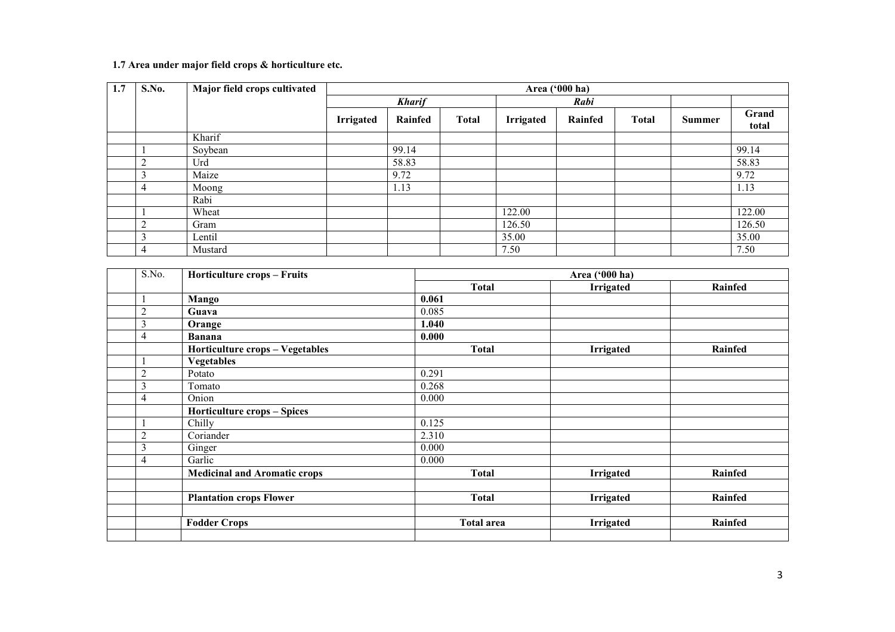**1.7 Area under major field crops & horticulture etc.**

| 1.7 | S.No. | Major field crops cultivated | Area ('000 ha) | | | | | | | |
|---|---|---|---|---|---|---|---|---|---|---|
| | | | ***Kharif*** | | | ***Rabi*** | | | | |
| | | | **Irrigated** | **Rainfed** | **Total** | **Irrigated** | **Rainfed** | **Total** | **Summer** | **Grand total** |
| | | Kharif | | | | | | | | |
| | 1 | Soybean | | 99.14 | | | | | | 99.14 |
| | 2 | Urd | | 58.83 | | | | | | 58.83 |
| | 3 | Maize | | 9.72 | | | | | | 9.72 |
| | 4 | Moong | | 1.13 | | | | | | 1.13 |
| | | Rabi | | | | | | | | |
| | 1 | Wheat | | | | 122.00 | | | | 122.00 |
| | 2 | Gram | | | | 126.50 | | | | 126.50 |
| | 3 | Lentil | | | | 35.00 | | | | 35.00 |
| | 4 | Mustard | | | | 7.50 | | | | 7.50 |

| | S.No. | Horticulture crops – Fruits | Area ('000 ha) | | |
|---|---|---|---|---|---|
| | | | **Total** | **Irrigated** | **Rainfed** |
| | 1 | **Mango** | **0.061** | | |
| | 2 | **Guava** | 0.085 | | |
| | 3 | **Orange** | **1.040** | | |
| | 4 | **Banana** | **0.000** | | |
| | | **Horticulture crops – Vegetables** | **Total** | **Irrigated** | **Rainfed** |
| | 1 | **Vegetables** | | | |
| | 2 | Potato | 0.291 | | |
| | 3 | Tomato | 0.268 | | |
| | 4 | Onion | 0.000 | | |
| | | **Horticulture crops – Spices** | | | |
| | 1 | Chilly | 0.125 | | |
| | 2 | Coriander | 2.310 | | |
| | 3 | Ginger | 0.000 | | |
| | 4 | Garlic | 0.000 | | |
| | | **Medicinal and Aromatic crops** | **Total** | **Irrigated** | **Rainfed** |
| | | | | | |
| | | **Plantation crops Flower** | **Total** | **Irrigated** | **Rainfed** |
| | | | | | |
| | | **Fodder Crops** | **Total area** | **Irrigated** | **Rainfed** |
| | | | | | |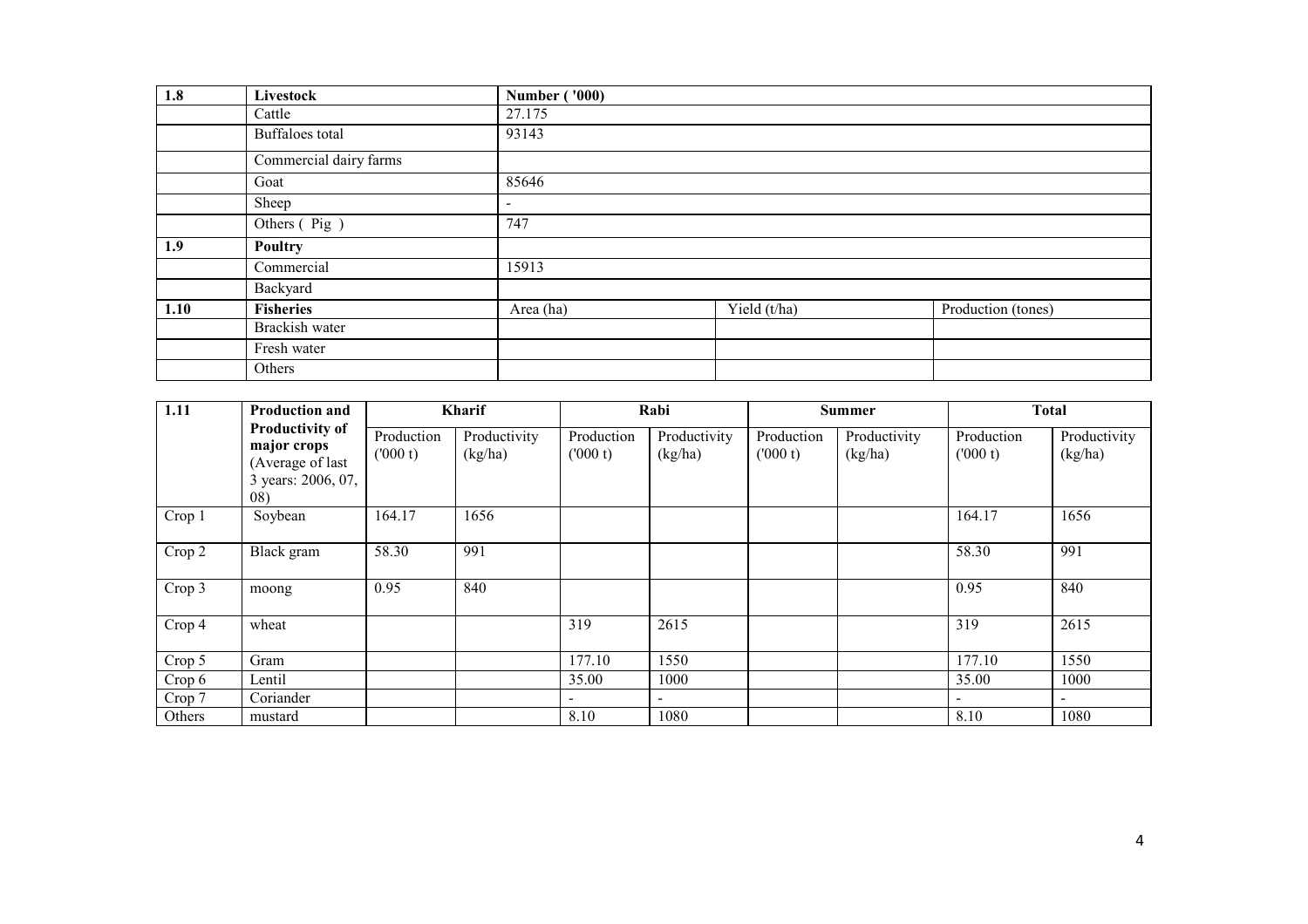| 1.8 | Livestock | Number ('000) | | |
|---|---|---|---|---|
| | Cattle | 27.175 | | |
| | Buffaloes total | 93143 | | |
| | Commercial dairy farms | | | |
| | Goat | 85646 | | |
| | Sheep | - | | |
| | Others ( Pig ) | 747 | | |
| **1.9** | **Poultry** | | | |
| | Commercial | 15913 | | |
| | Backyard | | | |
| **1.10** | **Fisheries** | Area (ha) | Yield (t/ha) | Production (tones) |
| | Brackish water | | | |
| | Fresh water | | | |
| | Others | | | |

| 1.11 | Production and Productivity of major crops (Average of last 3 years: 2006, 07, 08) | Kharif | | Rabi | | Summer | | Total | |
|---|---|---|---|---|---|---|---|---|---|
| | | Production ('000 t) | Productivity (kg/ha) | Production ('000 t) | Productivity (kg/ha) | Production ('000 t) | Productivity (kg/ha) | Production ('000 t) | Productivity (kg/ha) |
| Crop 1 | Soybean | 164.17 | 1656 | | | | | 164.17 | 1656 |
| Crop 2 | Black gram | 58.30 | 991 | | | | | 58.30 | 991 |
| Crop 3 | moong | 0.95 | 840 | | | | | 0.95 | 840 |
| Crop 4 | wheat | | | 319 | 2615 | | | 319 | 2615 |
| Crop 5 | Gram | | | 177.10 | 1550 | | | 177.10 | 1550 |
| Crop 6 | Lentil | | | 35.00 | 1000 | | | 35.00 | 1000 |
| Crop 7 | Coriander | | | - | - | | | - | - |
| Others | mustard | | | 8.10 | 1080 | | | 8.10 | 1080 |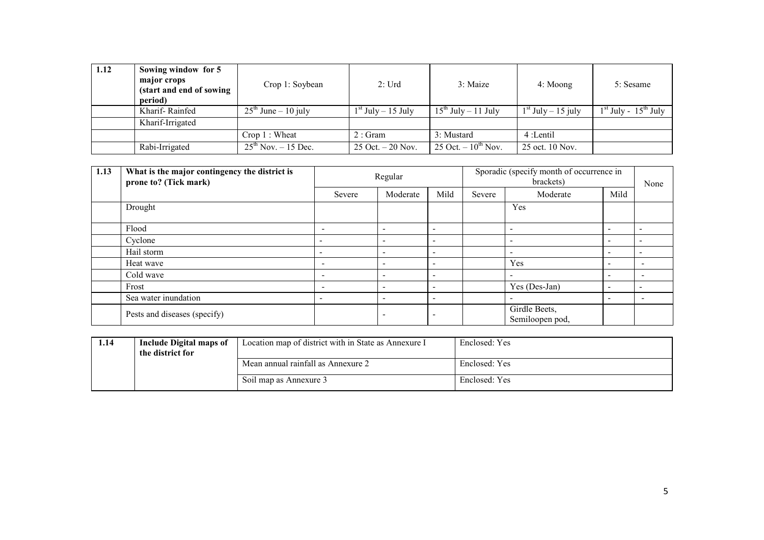| 1.12 | Sowing window for 5 major crops (start and end of sowing period) | Crop 1: Soybean | 2: Urd | 3: Maize | 4: Moong | 5: Sesame |
|---|---|---|---|---|---|---|
| | Kharif- Rainfed | 25th June – 10 july | 1st July – 15 July | 15th July – 11 July | 1st July – 15 july | 1st July - 15th July |
| | Kharif-Irrigated | | | | | |
| | | Crop 1 : Wheat | 2 : Gram | 3: Mustard | 4 :Lentil | |
| | Rabi-Irrigated | 25th Nov. – 15 Dec. | 25 Oct. – 20 Nov. | 25 Oct. – 10th Nov. | 25 oct. 10 Nov. | |

| 1.13 | What is the major contingency the district is prone to? (Tick mark) | Regular | | | Sporadic (specify month of occurrence in brackets) | | | None |
|---|---|---|---|---|---|---|---|---|
| | | Severe | Moderate | Mild | Severe | Moderate | Mild | |
| | Drought | | | | | Yes | | |
| | Flood | - | - | - | | - | - | - |
| | Cyclone | - | - | - | | - | - | - |
| | Hail storm | - | - | - | | - | - | - |
| | Heat wave | - | - | - | | Yes | - | - |
| | Cold wave | - | - | - | | - | - | - |
| | Frost | - | - | - | | Yes (Des-Jan) | - | - |
| | Sea water inundation | - | - | - | | - | - | - |
| | Pests and diseases (specify) | | - | - | | Girdle Beets, Semiloopen pod, | | |

| 1.14 | Include Digital maps of the district for | Location map of district with in State as Annexure I | Enclosed: Yes |
|---|---|---|---|
| | | Mean annual rainfall as Annexure 2 | Enclosed: Yes |
| | | Soil map as Annexure 3 | Enclosed: Yes |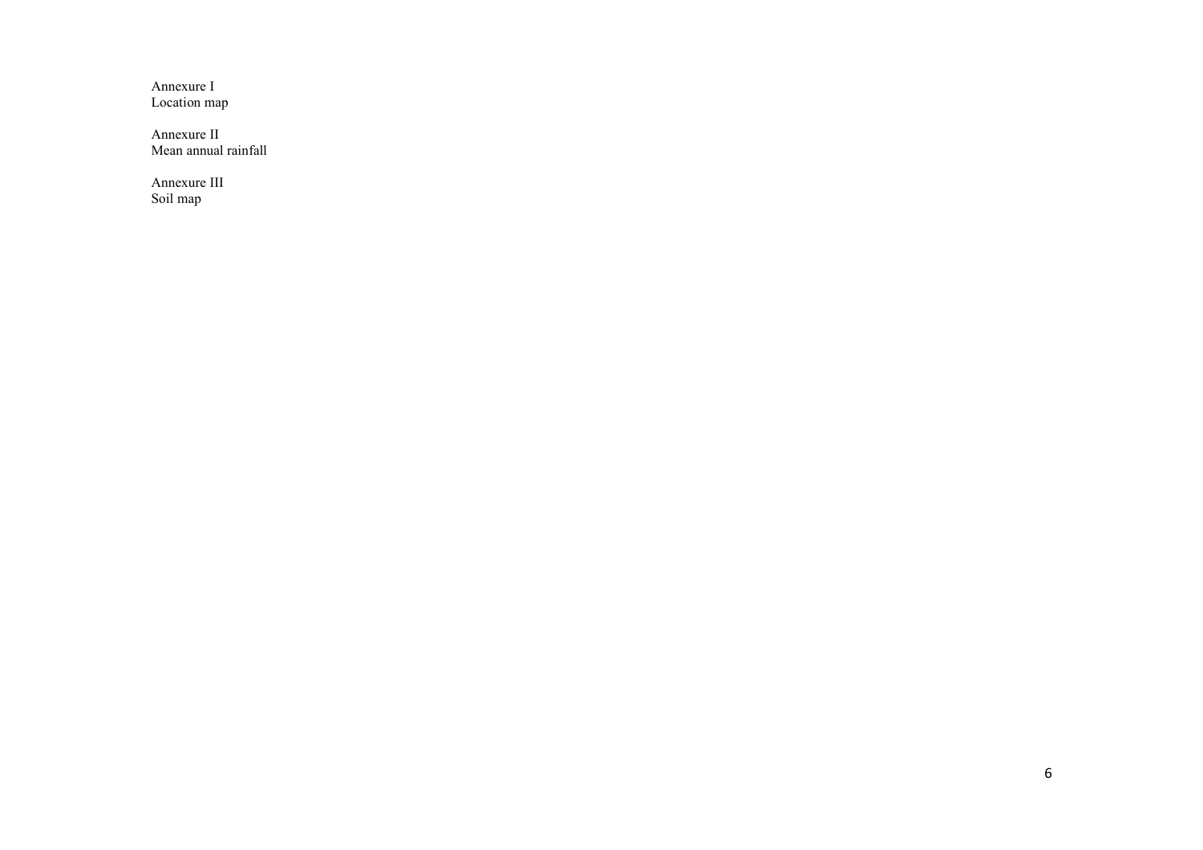Annexure I
Location map

Annexure II
Mean annual rainfall

Annexure III
Soil map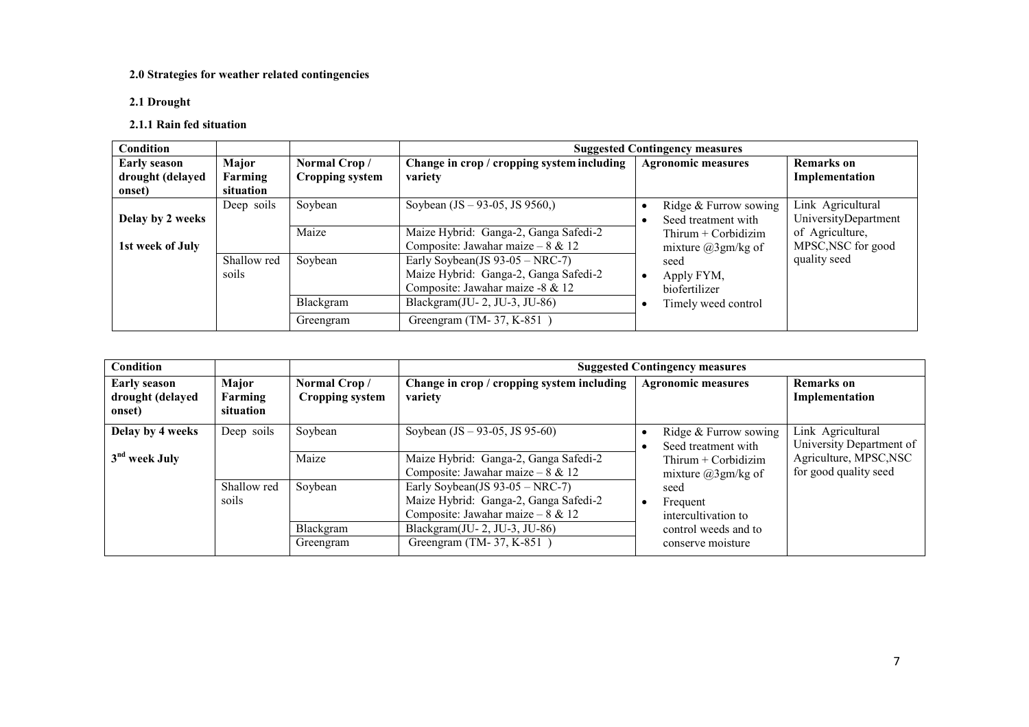**2.0 Strategies for weather related contingencies**

**2.1 Drought**

**2.1.1 Rain fed situation**

| Condition | | | Suggested Contingency measures | | |
|---|---|---|---|---|---|
| **Early season drought (delayed onset)** | **Major Farming situation** | **Normal Crop / Cropping system** | **Change in crop / cropping system including variety** | **Agronomic measures** | **Remarks on Implementation** |
| **Delay by 2 weeks** <br> **1st week of July** | Deep soils | Soybean | Soybean (JS – 93-05, JS 9560,) | • Ridge & Furrow sowing <br> • Seed treatment with Thirum + Corbidizim mixture @3gm/kg of seed <br> • Apply FYM, biofertilizer <br> • Timely weed control | Link Agricultural UniversityDepartment of Agriculture, MPSC,NSC for good quality seed |
| | | Maize | Maize Hybrid: Ganga-2, Ganga Safedi-2 <br> Composite: Jawahar maize – 8 & 12 | | |
| | Shallow red soils | Soybean | Early Soybean(JS 93-05 – NRC-7) <br> Maize Hybrid: Ganga-2, Ganga Safedi-2 <br> Composite: Jawahar maize -8 & 12 | | |
| | | Blackgram | Blackgram(JU- 2, JU-3, JU-86) | | |
| | | Greengram | Greengram (TM- 37, K-851 ) | | |

| Condition | | | Suggested Contingency measures | | |
|---|---|---|---|---|---|
| **Early season drought (delayed onset)** | **Major Farming situation** | **Normal Crop / Cropping system** | **Change in crop / cropping system including variety** | **Agronomic measures** | **Remarks on Implementation** |
| **Delay by 4 weeks** <br> **3rd week July** | Deep soils | Soybean | Soybean (JS – 93-05, JS 95-60) | • Ridge & Furrow sowing <br> • Seed treatment with Thirum + Corbidizim mixture @3gm/kg of seed <br> • Frequent intercultivation to control weeds and to conserve moisture | Link Agricultural University Department of Agriculture, MPSC,NSC for good quality seed |
| | | Maize | Maize Hybrid: Ganga-2, Ganga Safedi-2 <br> Composite: Jawahar maize – 8 & 12 | | |
| | Shallow red soils | Soybean | Early Soybean(JS 93-05 – NRC-7) <br> Maize Hybrid: Ganga-2, Ganga Safedi-2 <br> Composite: Jawahar maize – 8 & 12 | | |
| | | Blackgram | Blackgram(JU- 2, JU-3, JU-86) | | |
| | | Greengram | Greengram (TM- 37, K-851 ) | | |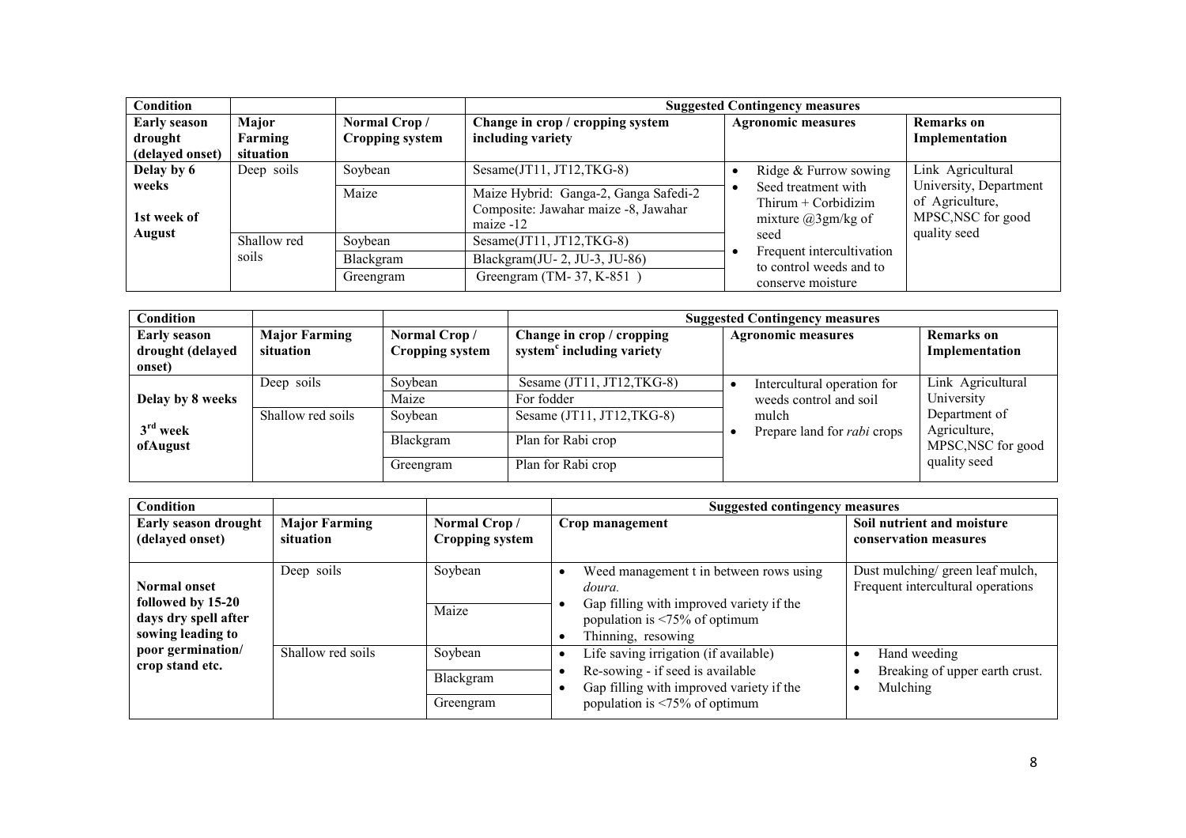| Condition | | | Suggested Contingency measures | | |
|---|---|---|---|---|---|
| **Early season drought (delayed onset)** | **Major Farming situation** | **Normal Crop / Cropping system** | **Change in crop / cropping system including variety** | **Agronomic measures** | **Remarks on Implementation** |
| **Delay by 6 weeks** **1st week of August** | Deep soils | Soybean | Sesame(JT11, JT12,TKG-8) | • Ridge & Furrow sowing • Seed treatment with Thirum + Corbidizim mixture @3gm/kg of seed • Frequent intercultivation to control weeds and to conserve moisture | Link Agricultural University, Department of Agriculture, MPSC,NSC for good quality seed |
| | | Maize | Maize Hybrid: Ganga-2, Ganga Safedi-2 Composite: Jawahar maize -8, Jawahar maize -12 | | |
| | Shallow red soils | Soybean | Sesame(JT11, JT12,TKG-8) | | |
| | | Blackgram | Blackgram(JU- 2, JU-3, JU-86) | | |
| | | Greengram | Greengram (TM- 37, K-851 ) | | |

| Condition | | | Suggested Contingency measures | | |
|---|---|---|---|---|---|
| **Early season drought (delayed onset)** | **Major Farming situation** | **Normal Crop / Cropping system** | **Change in crop / cropping system[c] including variety** | **Agronomic measures** | **Remarks on Implementation** |
| **Delay by 8 weeks** **3rd week ofAugust** | Deep soils | Soybean | Sesame (JT11, JT12,TKG-8) | • Intercultural operation for weeds control and soil mulch • Prepare land for *rabi* crops | Link Agricultural University Department of Agriculture, MPSC,NSC for good quality seed |
| | | Maize | For fodder | | |
| | Shallow red soils | Soybean | Sesame (JT11, JT12,TKG-8) | | |
| | | Blackgram | Plan for Rabi crop | | |
| | | Greengram | Plan for Rabi crop | | |

| Condition | | | Suggested contingency measures | |
|---|---|---|---|---|
| **Early season drought (delayed onset)** | **Major Farming situation** | **Normal Crop / Cropping system** | **Crop management** | **Soil nutrient and moisture conservation measures** |
| **Normal onset followed by 15-20 days dry spell after sowing leading to poor germination/ crop stand etc.** | Deep soils | Soybean | • Weed management t in between rows using *doura.* • Gap filling with improved variety if the population is <75% of optimum • Thinning, resowing | Dust mulching/ green leaf mulch, Frequent intercultural operations |
| | | Maize | | |
| | Shallow red soils | Soybean | • Life saving irrigation (if available) • Re-sowing - if seed is available • Gap filling with improved variety if the population is <75% of optimum | • Hand weeding • Breaking of upper earth crust. • Mulching |
| | | Blackgram | | |
| | | Greengram | | |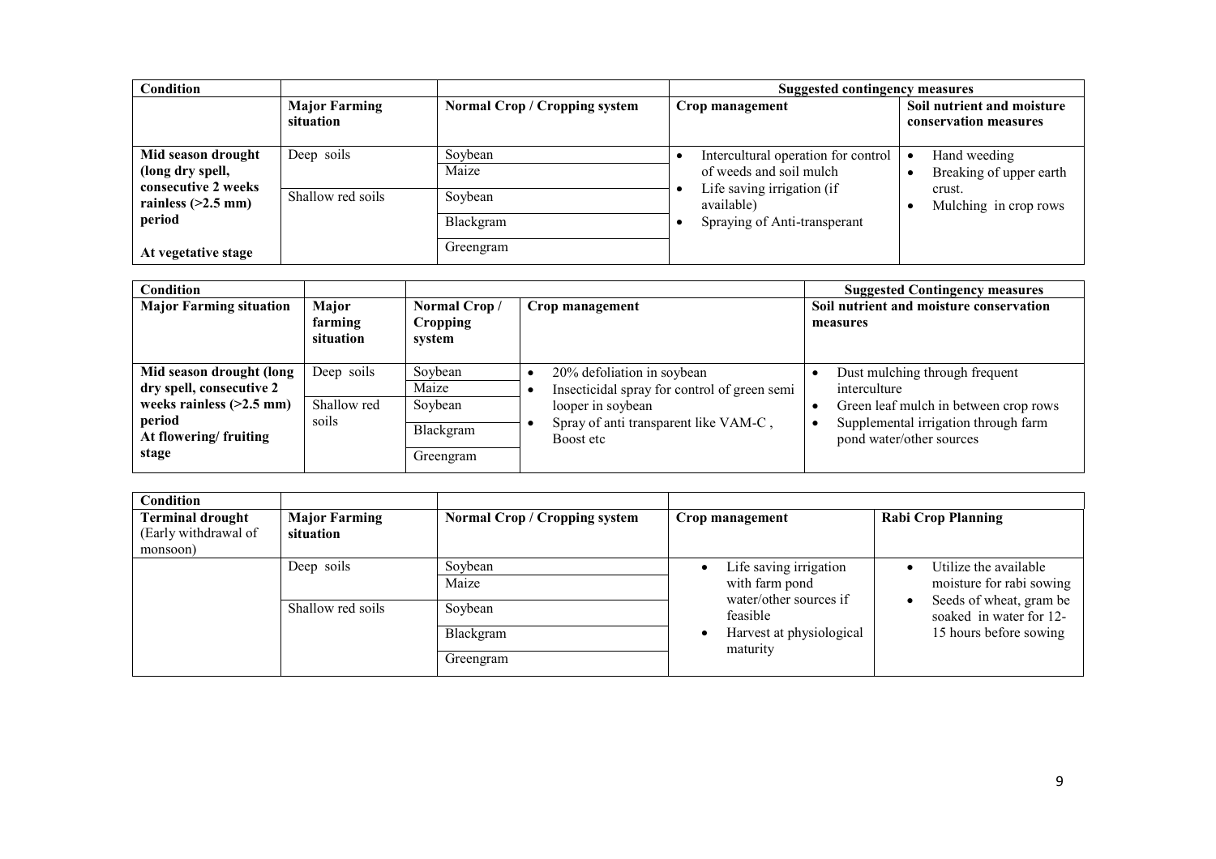| Condition | | | Suggested contingency measures | |
|---|---|---|---|---|
| | **Major Farming situation** | **Normal Crop / Cropping system** | **Crop management** | **Soil nutrient and moisture conservation measures** |
| **Mid season drought (long dry spell, consecutive 2 weeks rainless (>2.5 mm) period**<br><br>**At vegetative stage** | Deep soils | Soybean | • Intercultural operation for control of weeds and soil mulch<br>• Life saving irrigation (if available)<br>• Spraying of Anti-transperant | • Hand weeding<br>• Breaking of upper earth crust.<br>• Mulching in crop rows |
| | | Maize | | |
| | Shallow red soils | Soybean | | |
| | | Blackgram | | |
| | | Greengram | | |

| Condition | | | | Suggested Contingency measures |
|---|---|---|---|---|
| **Major Farming situation** | **Major farming situation** | **Normal Crop / Cropping system** | **Crop management** | **Soil nutrient and moisture conservation measures** |
| **Mid season drought (long dry spell, consecutive 2 weeks rainless (>2.5 mm) period At flowering/ fruiting stage** | Deep soils | Soybean | • 20% defoliation in soybean<br>• Insecticidal spray for control of green semi looper in soybean<br>• Spray of anti transparent like VAM-C , Boost etc | • Dust mulching through frequent interculture<br>• Green leaf mulch in between crop rows<br>• Supplemental irrigation through farm pond water/other sources |
| | | Maize | | |
| | Shallow red soils | Soybean | | |
| | | Blackgram | | |
| | | Greengram | | |

| Condition | | | | |
|---|---|---|---|---|
| **Terminal drought** (Early withdrawal of monsoon) | **Major Farming situation** | **Normal Crop / Cropping system** | **Crop management** | **Rabi Crop Planning** |
| | Deep soils | Soybean | • Life saving irrigation with farm pond water/other sources if feasible<br>• Harvest at physiological maturity | • Utilize the available moisture for rabi sowing<br>• Seeds of wheat, gram be soaked in water for 12-15 hours before sowing |
| | | Maize | | |
| | Shallow red soils | Soybean | | |
| | | Blackgram | | |
| | | Greengram | | |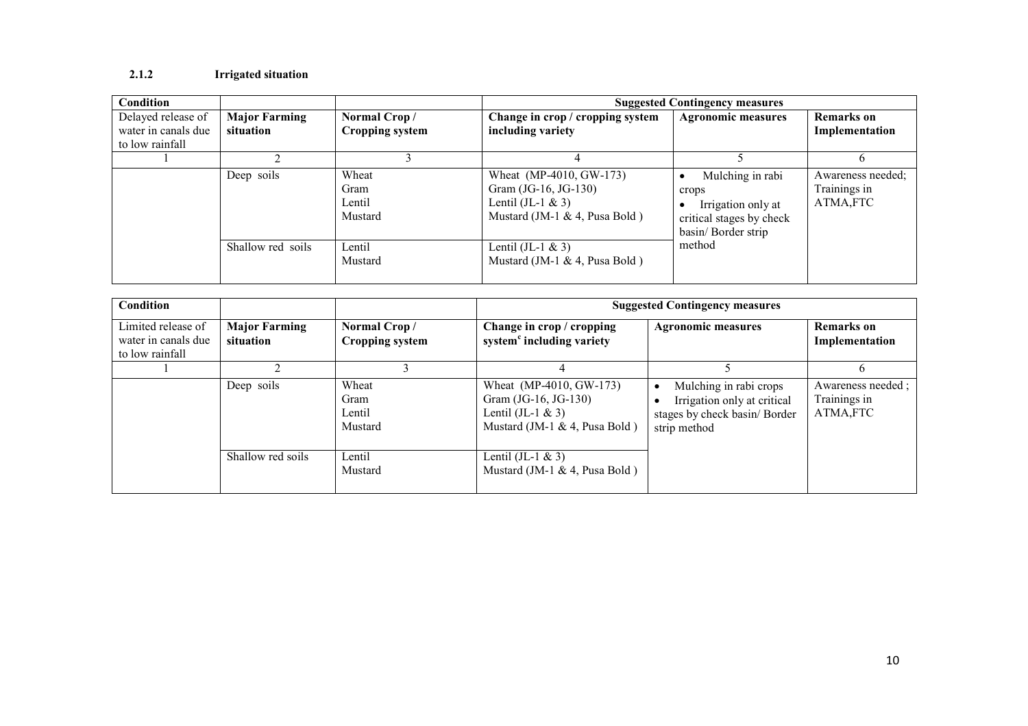### 2.1.2 Irrigated situation

| Condition | | | Suggested Contingency measures | | |
|---|---|---|---|---|---|
| Delayed release of water in canals due to low rainfall | Major Farming situation | Normal Crop / Cropping system | Change in crop / cropping system including variety | Agronomic measures | Remarks on Implementation |
| 1 | 2 | 3 | 4 | 5 | 6 |
| | Deep soils | Wheat<br>Gram<br>Lentil<br>Mustard | Wheat (MP-4010, GW-173)<br>Gram (JG-16, JG-130)<br>Lentil (JL-1 & 3)<br>Mustard (JM-1 & 4, Pusa Bold ) | • Mulching in rabi crops<br>• Irrigation only at critical stages by check basin/ Border strip method | Awareness needed; Trainings in ATMA,FTC |
| | Shallow red soils | Lentil<br>Mustard | Lentil (JL-1 & 3)<br>Mustard (JM-1 & 4, Pusa Bold ) | | |

| Condition | | | Suggested Contingency measures | | |
|---|---|---|---|---|---|
| Limited release of water in canals due to low rainfall | Major Farming situation | Normal Crop / Cropping system | Change in crop / cropping system[c] including variety | Agronomic measures | Remarks on Implementation |
| 1 | 2 | 3 | 4 | 5 | 6 |
| | Deep soils | Wheat<br>Gram<br>Lentil<br>Mustard | Wheat (MP-4010, GW-173)<br>Gram (JG-16, JG-130)<br>Lentil (JL-1 & 3)<br>Mustard (JM-1 & 4, Pusa Bold ) | • Mulching in rabi crops<br>• Irrigation only at critical stages by check basin/ Border strip method | Awareness needed ; Trainings in ATMA,FTC |
| | Shallow red soils | Lentil<br>Mustard | Lentil (JL-1 & 3)<br>Mustard (JM-1 & 4, Pusa Bold ) | | |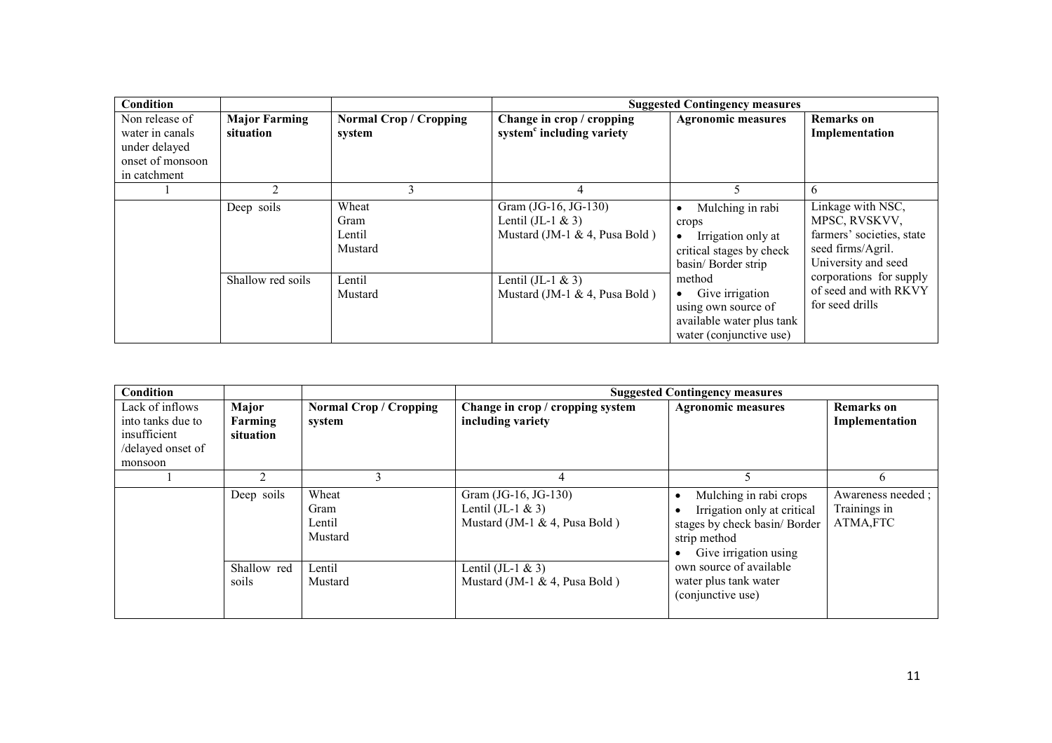| Condition | | | Suggested Contingency measures | | |
|---|---|---|---|---|---|
| Non release of water in canals under delayed onset of monsoon in catchment | **Major Farming situation** | **Normal Crop / Cropping system** | **Change in crop / cropping system[c] including variety** | **Agronomic measures** | **Remarks on Implementation** |
| 1 | 2 | 3 | 4 | 5 | 6 |
| | Deep soils | Wheat<br>Gram<br>Lentil<br>Mustard | Gram (JG-16, JG-130)<br>Lentil (JL-1 & 3)<br>Mustard (JM-1 & 4, Pusa Bold ) | • Mulching in rabi crops<br>• Irrigation only at critical stages by check basin/ Border strip method<br>• Give irrigation using own source of available water plus tank water (conjunctive use) | Linkage with NSC, MPSC, RVSKVV, farmers' societies, state seed firms/Agril. University and seed corporations for supply of seed and with RKVY for seed drills |
| | Shallow red soils | Lentil<br>Mustard | Lentil (JL-1 & 3)<br>Mustard (JM-1 & 4, Pusa Bold ) | | |

| Condition | | | Suggested Contingency measures | | |
|---|---|---|---|---|---|
| Lack of inflows into tanks due to insufficient /delayed onset of monsoon | **Major Farming situation** | **Normal Crop / Cropping system** | **Change in crop / cropping system including variety** | **Agronomic measures** | **Remarks on Implementation** |
| 1 | 2 | 3 | 4 | 5 | 6 |
| | Deep soils | Wheat<br>Gram<br>Lentil<br>Mustard | Gram (JG-16, JG-130)<br>Lentil (JL-1 & 3)<br>Mustard (JM-1 & 4, Pusa Bold ) | • Mulching in rabi crops<br>• Irrigation only at critical stages by check basin/ Border strip method<br>• Give irrigation using own source of available water plus tank water (conjunctive use) | Awareness needed ; Trainings in ATMA,FTC |
| | Shallow red soils | Lentil<br>Mustard | Lentil (JL-1 & 3)<br>Mustard (JM-1 & 4, Pusa Bold ) | | |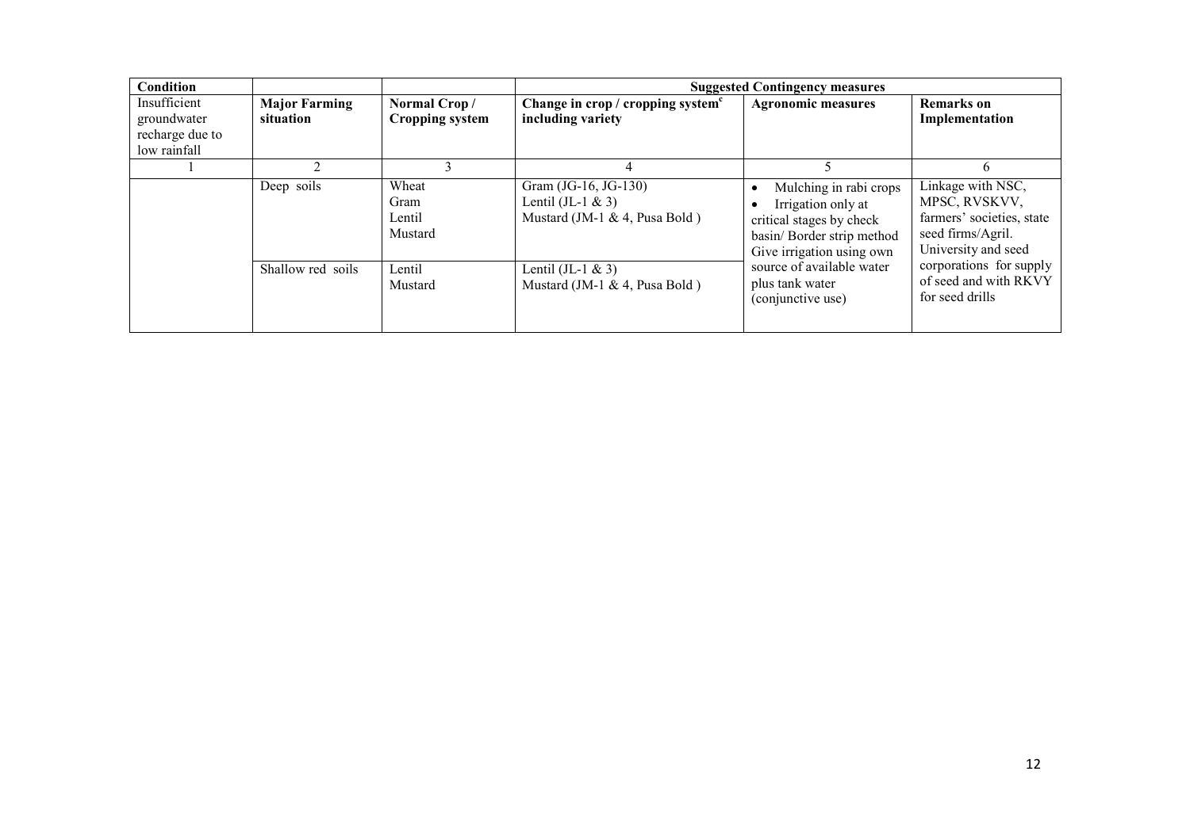| Condition | | | Suggested Contingency measures | | |
|---|---|---|---|---|---|
| Insufficient groundwater recharge due to low rainfall | **Major Farming situation** | **Normal Crop / Cropping system** | **Change in crop / cropping system[c] including variety** | **Agronomic measures** | **Remarks on Implementation** |
| 1 | 2 | 3 | 4 | 5 | 6 |
| | Deep soils | Wheat<br>Gram<br>Lentil<br>Mustard | Gram (JG-16, JG-130)<br>Lentil (JL-1 & 3)<br>Mustard (JM-1 & 4, Pusa Bold ) | • Mulching in rabi crops<br>• Irrigation only at critical stages by check basin/ Border strip method Give irrigation using own source of available water plus tank water (conjunctive use) | Linkage with NSC, MPSC, RVSKVV, farmers' societies, state seed firms/Agril. University and seed corporations for supply of seed and with RKVY for seed drills |
| | Shallow red soils | Lentil<br>Mustard | Lentil (JL-1 & 3)<br>Mustard (JM-1 & 4, Pusa Bold ) | | |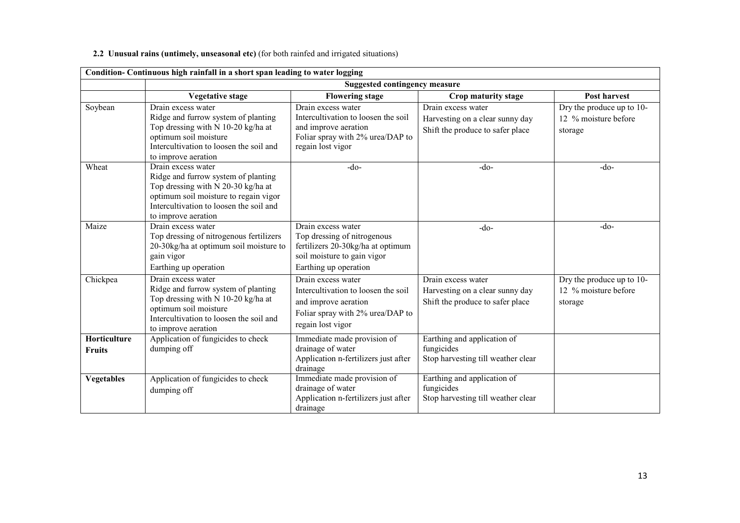**2.2 Unusual rains (untimely, unseasonal etc)** (for both rainfed and irrigated situations)

| Condition- Continuous high rainfall in a short span leading to water logging | | | | |
|---|---|---|---|---|
| | Suggested contingency measure | | | |
| | **Vegetative stage** | **Flowering stage** | **Crop maturity stage** | **Post harvest** |
| Soybean | Drain excess water<br>Ridge and furrow system of planting<br>Top dressing with N 10-20 kg/ha at optimum soil moisture<br>Intercultivation to loosen the soil and to improve aeration | Drain excess water<br>Intercultivation to loosen the soil and improve aeration<br>Foliar spray with 2% urea/DAP to regain lost vigor | Drain excess water<br>Harvesting on a clear sunny day<br>Shift the produce to safer place | Dry the produce up to 10-12 % moisture before storage |
| Wheat | Drain excess water<br>Ridge and furrow system of planting<br>Top dressing with N 20-30 kg/ha at optimum soil moisture to regain vigor<br>Intercultivation to loosen the soil and to improve aeration | -do- | -do- | -do- |
| Maize | Drain excess water<br>Top dressing of nitrogenous fertilizers 20-30kg/ha at optimum soil moisture to gain vigor<br>Earthing up operation | Drain excess water<br>Top dressing of nitrogenous fertilizers 20-30kg/ha at optimum soil moisture to gain vigor<br>Earthing up operation | -do- | -do- |
| Chickpea | Drain excess water<br>Ridge and furrow system of planting<br>Top dressing with N 10-20 kg/ha at optimum soil moisture<br>Intercultivation to loosen the soil and to improve aeration | Drain excess water<br>Intercultivation to loosen the soil and improve aeration<br>Foliar spray with 2% urea/DAP to regain lost vigor | Drain excess water<br>Harvesting on a clear sunny day<br>Shift the produce to safer place | Dry the produce up to 10-12 % moisture before storage |
| **Horticulture Fruits** | Application of fungicides to check dumping off | Immediate made provision of drainage of water<br>Application n-fertilizers just after drainage | Earthing and application of fungicides<br>Stop harvesting till weather clear | |
| **Vegetables** | Application of fungicides to check dumping off | Immediate made provision of drainage of water<br>Application n-fertilizers just after drainage | Earthing and application of fungicides<br>Stop harvesting till weather clear | |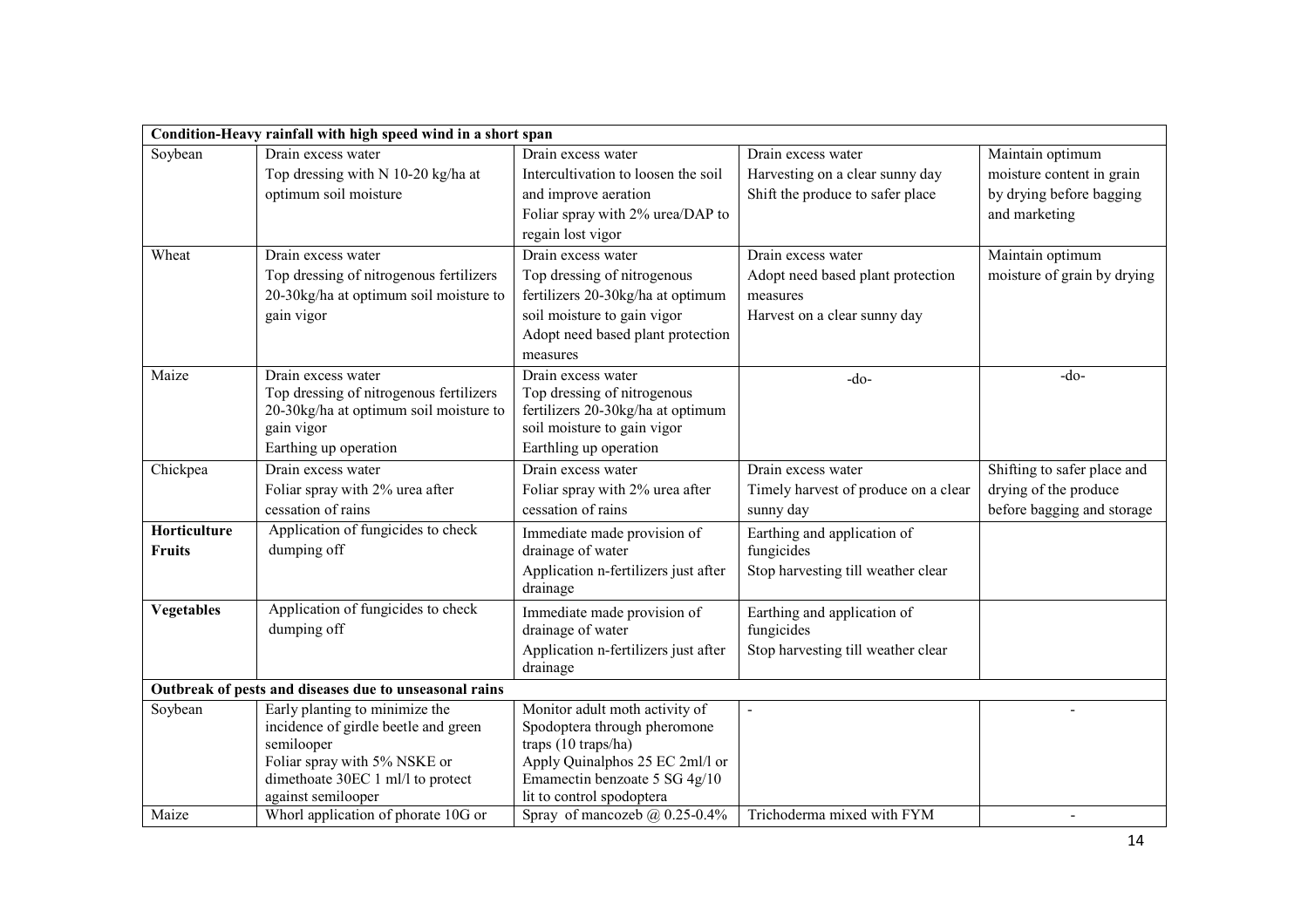| Condition-Heavy rainfall with high speed wind in a short span | | | | |
|---|---|---|---|---|
| Soybean | Drain excess water<br>Top dressing with N 10-20 kg/ha at optimum soil moisture | Drain excess water<br>Intercultivation to loosen the soil and improve aeration<br>Foliar spray with 2% urea/DAP to regain lost vigor | Drain excess water<br>Harvesting on a clear sunny day<br>Shift the produce to safer place | Maintain optimum moisture content in grain by drying before bagging and marketing |
| Wheat | Drain excess water<br>Top dressing of nitrogenous fertilizers 20-30kg/ha at optimum soil moisture to gain vigor | Drain excess water<br>Top dressing of nitrogenous fertilizers 20-30kg/ha at optimum soil moisture to gain vigor<br>Adopt need based plant protection measures | Drain excess water<br>Adopt need based plant protection measures<br>Harvest on a clear sunny day | Maintain optimum moisture of grain by drying |
| Maize | Drain excess water<br>Top dressing of nitrogenous fertilizers 20-30kg/ha at optimum soil moisture to gain vigor<br>Earthing up operation | Drain excess water<br>Top dressing of nitrogenous fertilizers 20-30kg/ha at optimum soil moisture to gain vigor<br>Earthling up operation | -do- | -do- |
| Chickpea | Drain excess water<br>Foliar spray with 2% urea after cessation of rains | Drain excess water<br>Foliar spray with 2% urea after cessation of rains | Drain excess water<br>Timely harvest of produce on a clear sunny day | Shifting to safer place and drying of the produce before bagging and storage |
| **Horticulture Fruits** | Application of fungicides to check dumping off | Immediate made provision of drainage of water<br>Application n-fertilizers just after drainage | Earthing and application of fungicides<br>Stop harvesting till weather clear | |
| **Vegetables** | Application of fungicides to check dumping off | Immediate made provision of drainage of water<br>Application n-fertilizers just after drainage | Earthing and application of fungicides<br>Stop harvesting till weather clear | |
| **Outbreak of pests and diseases due to unseasonal rains** | | | | |
| Soybean | Early planting to minimize the incidence of girdle beetle and green semilooper<br>Foliar spray with 5% NSKE or dimethoate 30EC 1 ml/l to protect against semilooper | Monitor adult moth activity of Spodoptera through pheromone traps (10 traps/ha)<br>Apply Quinalphos 25 EC 2ml/l or Emamectin benzoate 5 SG 4g/10 lit to control spodoptera | - | - |
| Maize | Whorl application of phorate 10G or | Spray of mancozeb @ 0.25-0.4% | Trichoderma mixed with FYM | - |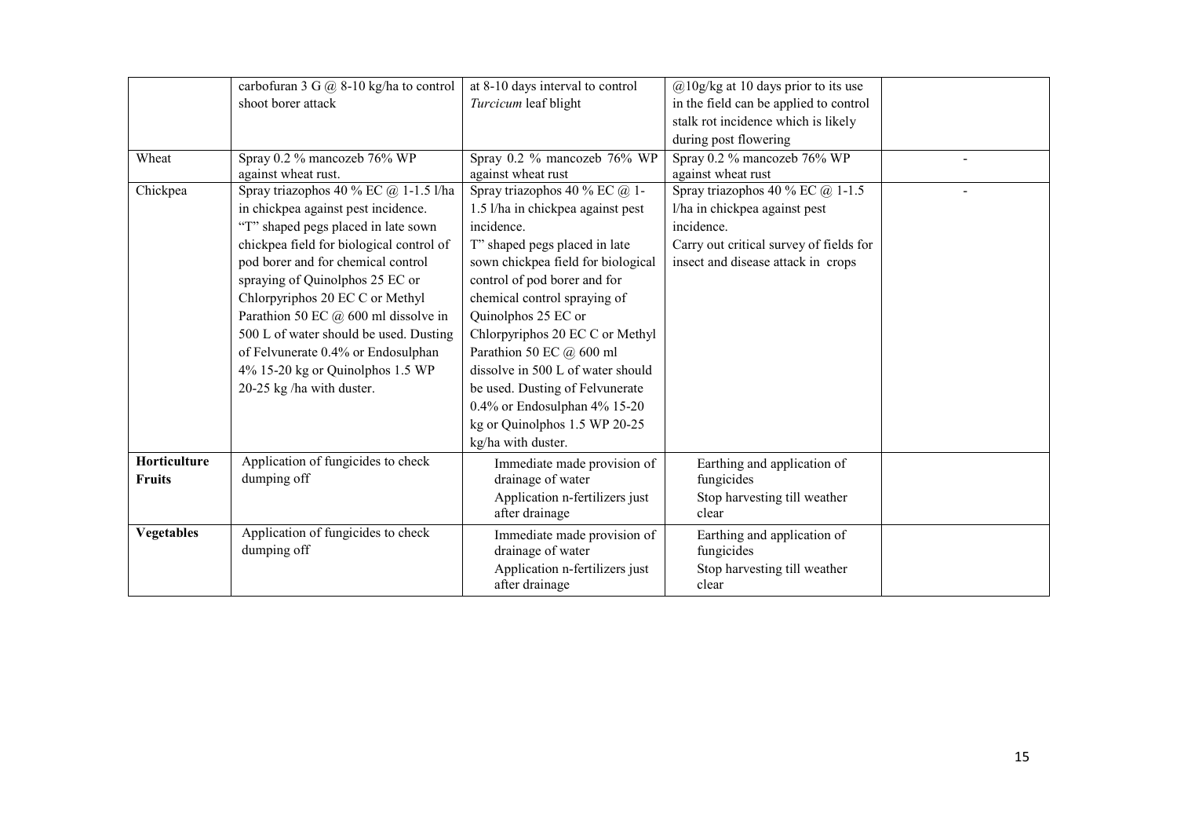|  |  |  |  |  |
|---|---|---|---|---|
|  | carbofuran 3 G @ 8-10 kg/ha to control shoot borer attack | at 8-10 days interval to control *Turcicum* leaf blight | @10g/kg at 10 days prior to its use in the field can be applied to control stalk rot incidence which is likely during post flowering |  |
| Wheat | Spray 0.2 % mancozeb 76% WP against wheat rust. | Spray 0.2 % mancozeb 76% WP against wheat rust | Spray 0.2 % mancozeb 76% WP against wheat rust | - |
| Chickpea | Spray triazophos 40 % EC @ 1-1.5 l/ha in chickpea against pest incidence. "T" shaped pegs placed in late sown chickpea field for biological control of pod borer and for chemical control spraying of Quinolphos 25 EC or Chlorpyriphos 20 EC C or Methyl Parathion 50 EC @ 600 ml dissolve in 500 L of water should be used. Dusting of Felvunerate 0.4% or Endosulphan 4% 15-20 kg or Quinolphos 1.5 WP 20-25 kg /ha with duster. | Spray triazophos 40 % EC @ 1-1.5 l/ha in chickpea against pest incidence. T" shaped pegs placed in late sown chickpea field for biological control of pod borer and for chemical control spraying of Quinolphos 25 EC or Chlorpyriphos 20 EC C or Methyl Parathion 50 EC @ 600 ml dissolve in 500 L of water should be used. Dusting of Felvunerate 0.4% or Endosulphan 4% 15-20 kg or Quinolphos 1.5 WP 20-25 kg/ha with duster. | Spray triazophos 40 % EC @ 1-1.5 l/ha in chickpea against pest incidence. Carry out critical survey of fields for insect and disease attack in crops | - |
| **Horticulture Fruits** | Application of fungicides to check dumping off | Immediate made provision of drainage of water<br>Application n-fertilizers just after drainage | Earthing and application of fungicides<br>Stop harvesting till weather clear |  |
| **Vegetables** | Application of fungicides to check dumping off | Immediate made provision of drainage of water<br>Application n-fertilizers just after drainage | Earthing and application of fungicides<br>Stop harvesting till weather clear |  |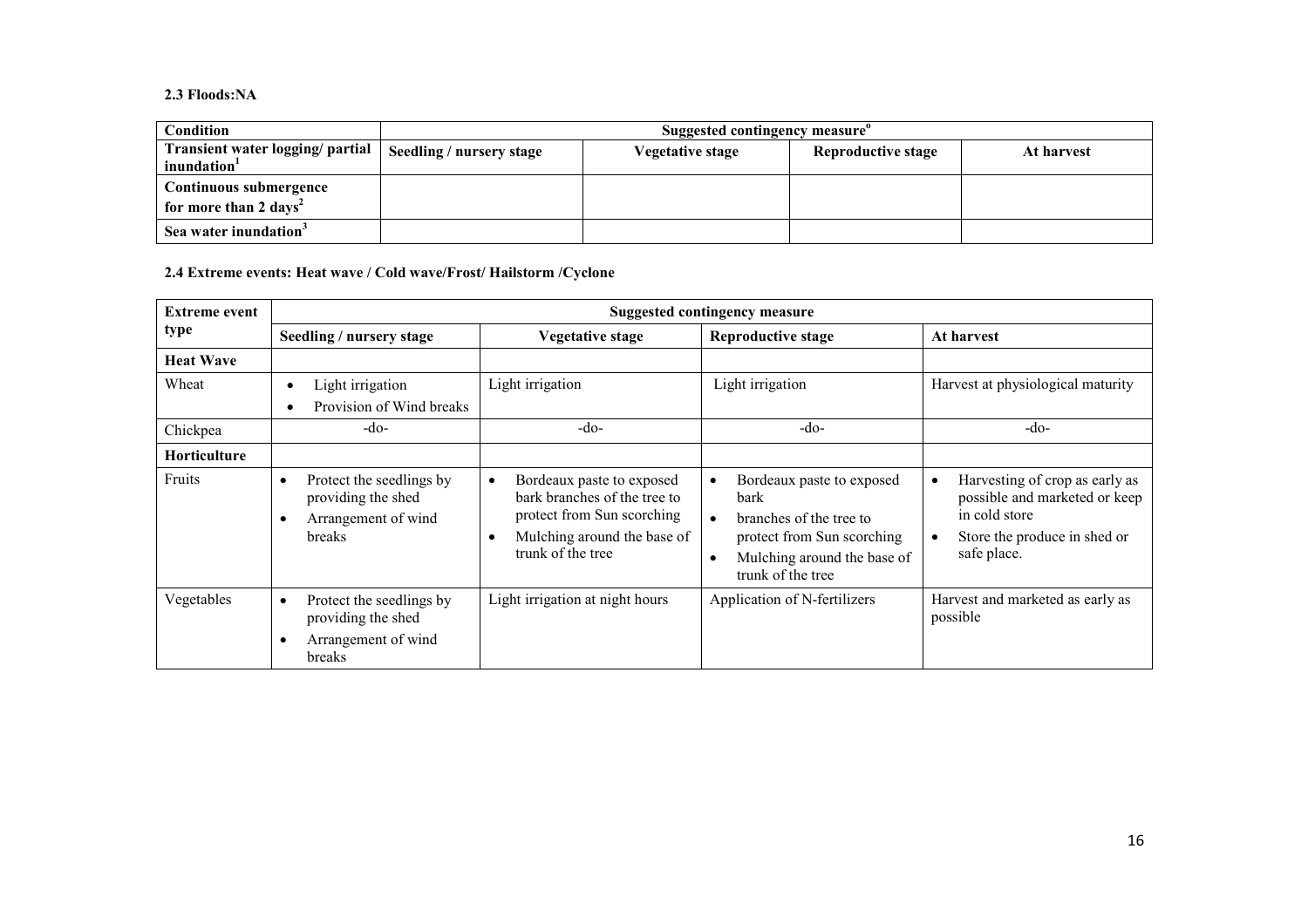### 2.3 Floods:NA

| Condition | Suggested contingency measure[o] | | | |
|---|---|---|---|---|
| Transient water logging/ partial inundation[1] | Seedling / nursery stage | Vegetative stage | Reproductive stage | At harvest |
| Continuous submergence for more than 2 days[2] | | | | |
| Sea water inundation[3] | | | | |

### 2.4 Extreme events: Heat wave / Cold wave/Frost/ Hailstorm /Cyclone

| Extreme event type | Suggested contingency measure | | | |
|---|---|---|---|---|
| | Seedling / nursery stage | Vegetative stage | Reproductive stage | At harvest |
| **Heat Wave** | | | | |
| Wheat | • Light irrigation<br>• Provision of Wind breaks | Light irrigation | Light irrigation | Harvest at physiological maturity |
| Chickpea | -do- | -do- | -do- | -do- |
| **Horticulture** | | | | |
| Fruits | • Protect the seedlings by providing the shed<br>• Arrangement of wind breaks | • Bordeaux paste to exposed bark branches of the tree to protect from Sun scorching<br>• Mulching around the base of trunk of the tree | • Bordeaux paste to exposed bark<br>• branches of the tree to protect from Sun scorching<br>• Mulching around the base of trunk of the tree | • Harvesting of crop as early as possible and marketed or keep in cold store<br>• Store the produce in shed or safe place. |
| Vegetables | • Protect the seedlings by providing the shed<br>• Arrangement of wind breaks | Light irrigation at night hours | Application of N-fertilizers | Harvest and marketed as early as possible |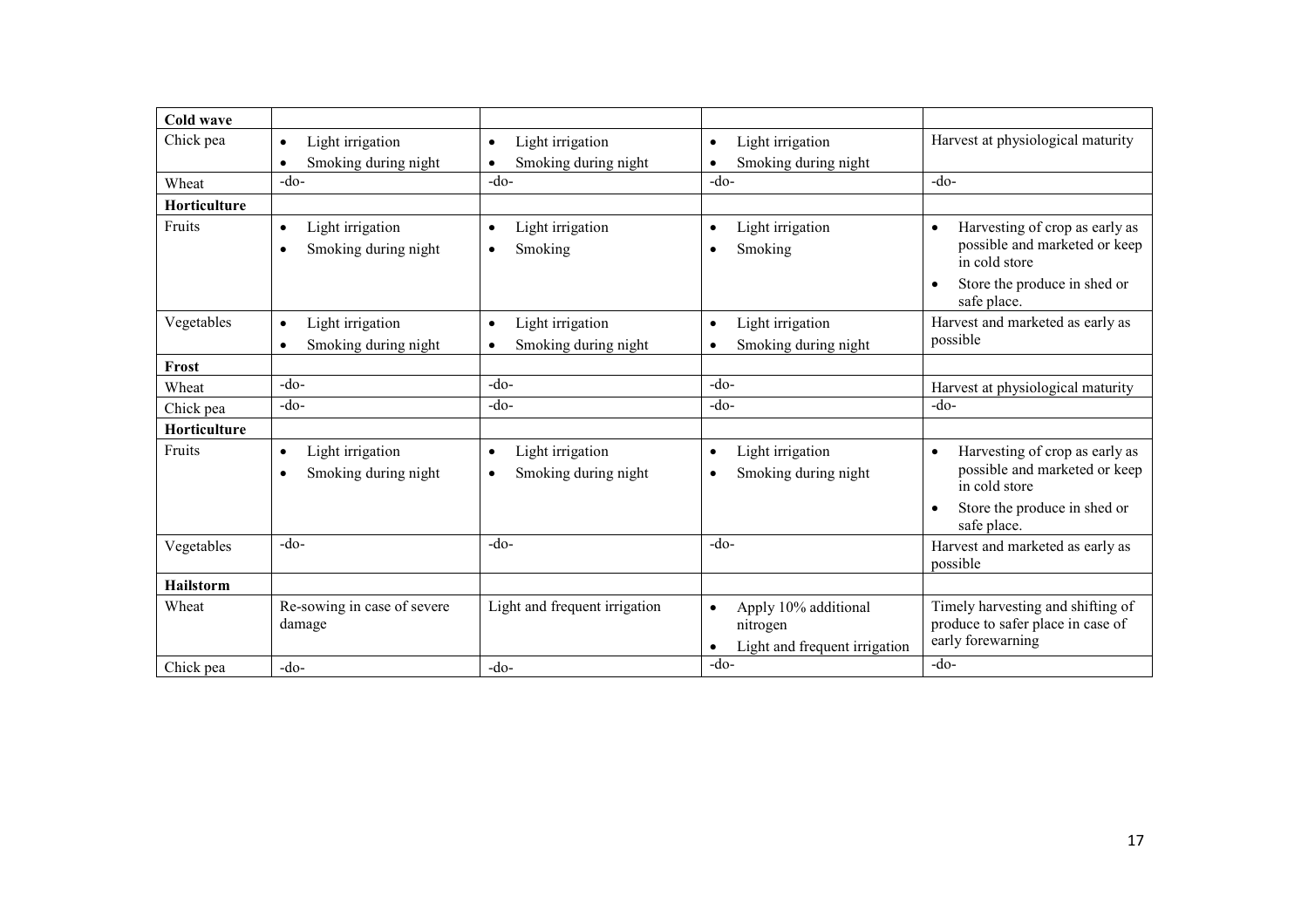| **Cold wave** | | | | |
|---|---|---|---|---|
| Chick pea | • Light irrigation<br>• Smoking during night | • Light irrigation<br>• Smoking during night | • Light irrigation<br>• Smoking during night | Harvest at physiological maturity |
| Wheat | -do- | -do- | -do- | -do- |
| **Horticulture** | | | | |
| Fruits | • Light irrigation<br>• Smoking during night | • Light irrigation<br>• Smoking | • Light irrigation<br>• Smoking | • Harvesting of crop as early as possible and marketed or keep in cold store<br>• Store the produce in shed or safe place. |
| Vegetables | • Light irrigation<br>• Smoking during night | • Light irrigation<br>• Smoking during night | • Light irrigation<br>• Smoking during night | Harvest and marketed as early as possible |
| **Frost** | | | | |
| Wheat | -do- | -do- | -do- | Harvest at physiological maturity |
| Chick pea | -do- | -do- | -do- | -do- |
| **Horticulture** | | | | |
| Fruits | • Light irrigation<br>• Smoking during night | • Light irrigation<br>• Smoking during night | • Light irrigation<br>• Smoking during night | • Harvesting of crop as early as possible and marketed or keep in cold store<br>• Store the produce in shed or safe place. |
| Vegetables | -do- | -do- | -do- | Harvest and marketed as early as possible |
| **Hailstorm** | | | | |
| Wheat | Re-sowing in case of severe damage | Light and frequent irrigation | • Apply 10% additional nitrogen<br>• Light and frequent irrigation | Timely harvesting and shifting of produce to safer place in case of early forewarning |
| Chick pea | -do- | -do- | -do- | -do- |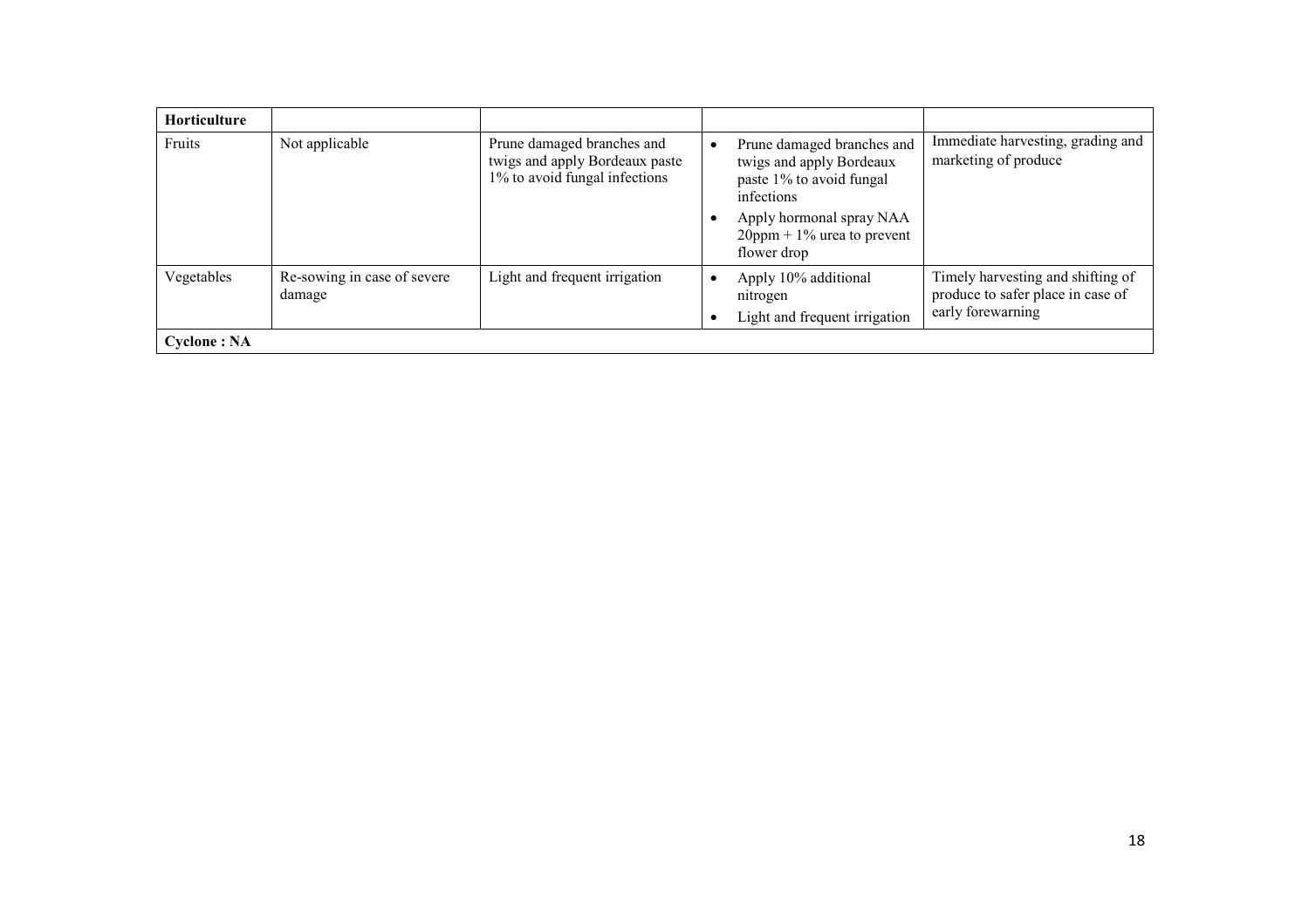| Horticulture | | | | |
|---|---|---|---|---|
| Fruits | Not applicable | Prune damaged branches and twigs and apply Bordeaux paste 1% to avoid fungal infections | • Prune damaged branches and twigs and apply Bordeaux paste 1% to avoid fungal infections<br>• Apply hormonal spray NAA 20ppm + 1% urea to prevent flower drop | Immediate harvesting, grading and marketing of produce |
| Vegetables | Re-sowing in case of severe damage | Light and frequent irrigation | • Apply 10% additional nitrogen<br>• Light and frequent irrigation | Timely harvesting and shifting of produce to safer place in case of early forewarning |
| **Cyclone : NA** | | | | |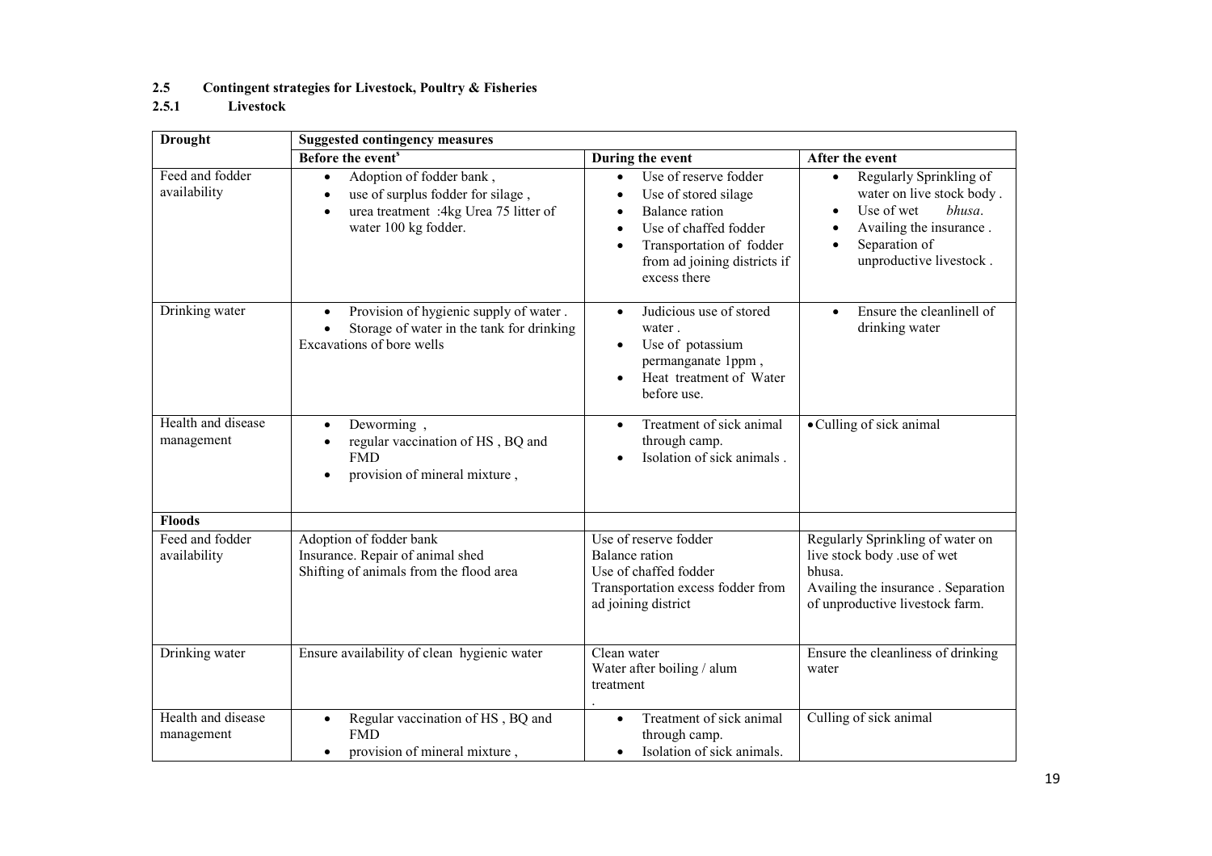## 2.5 Contingent strategies for Livestock, Poultry & Fisheries

### 2.5.1 Livestock

| Drought | Suggested contingency measures | | |
|---|---|---|---|
| | Before the event[s] | During the event | After the event |
| Feed and fodder availability | • Adoption of fodder bank ,<br>• use of surplus fodder for silage ,<br>• urea treatment :4kg Urea 75 litter of water 100 kg fodder. | • Use of reserve fodder<br>• Use of stored silage<br>• Balance ration<br>• Use of chaffed fodder<br>• Transportation of fodder from ad joining districts if excess there | • Regularly Sprinkling of water on live stock body .<br>• Use of wet *bhusa*.<br>• Availing the insurance .<br>• Separation of unproductive livestock . |
| Drinking water | • Provision of hygienic supply of water .<br>• Storage of water in the tank for drinking<br>Excavations of bore wells | • Judicious use of stored water .<br>• Use of potassium permanganate 1ppm ,<br>• Heat treatment of Water before use. | • Ensure the cleanlinell of drinking water |
| Health and disease management | • Deworming ,<br>• regular vaccination of HS , BQ and FMD<br>• provision of mineral mixture , | • Treatment of sick animal through camp.<br>• Isolation of sick animals . | • Culling of sick animal |
| **Floods** | | | |
| Feed and fodder availability | Adoption of fodder bank<br>Insurance. Repair of animal shed<br>Shifting of animals from the flood area | Use of reserve fodder<br>Balance ration<br>Use of chaffed fodder<br>Transportation excess fodder from ad joining district | Regularly Sprinkling of water on live stock body .use of wet bhusa.<br>Availing the insurance . Separation of unproductive livestock farm. |
| Drinking water | Ensure availability of clean hygienic water | Clean water<br>Water after boiling / alum treatment<br>. | Ensure the cleanliness of drinking water |
| Health and disease management | • Regular vaccination of HS , BQ and FMD<br>• provision of mineral mixture , | • Treatment of sick animal through camp.<br>• Isolation of sick animals. | Culling of sick animal |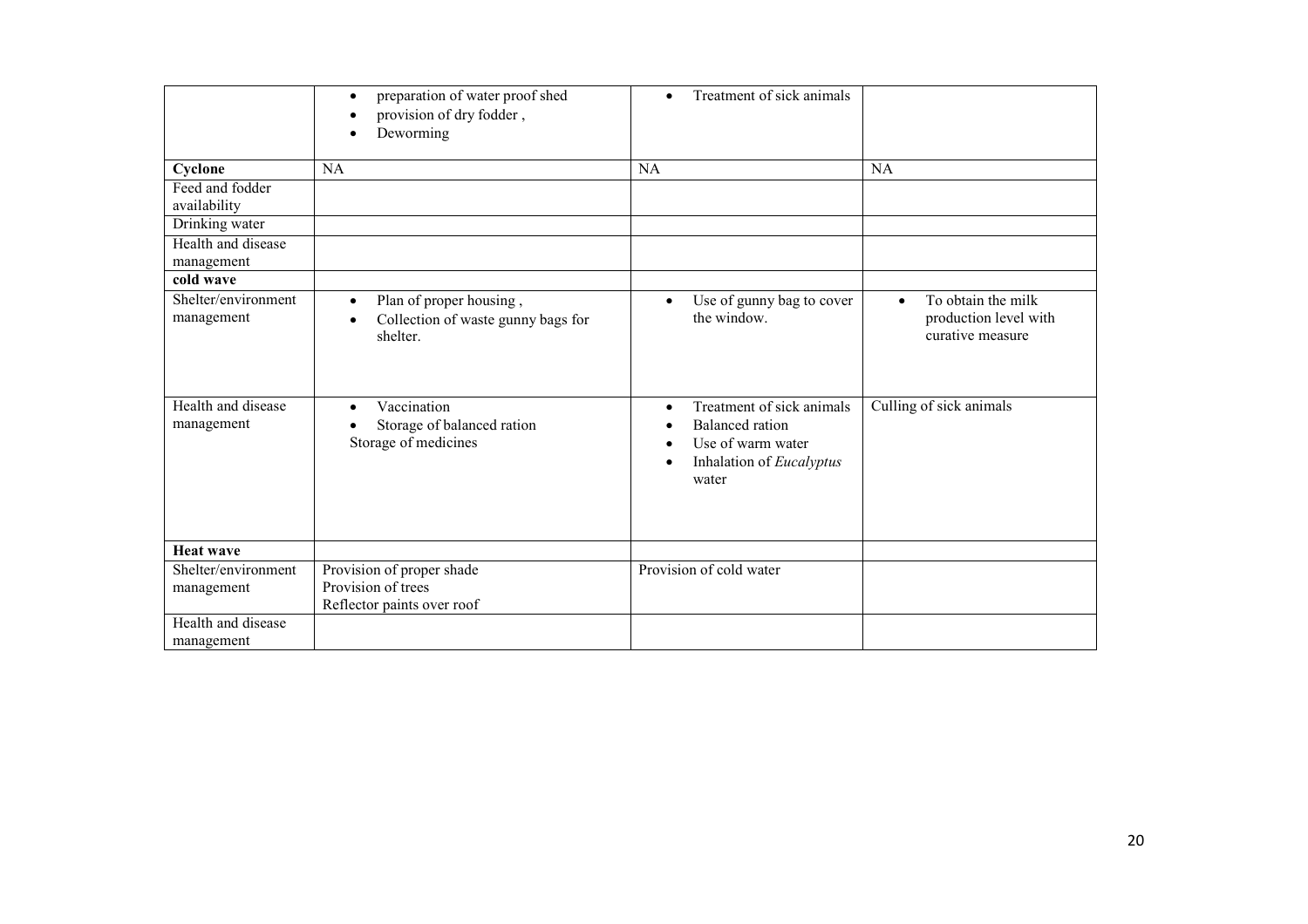| | | | |
|---|---|---|---|
| | • preparation of water proof shed<br>• provision of dry fodder ,<br>• Deworming | • Treatment of sick animals | |
| **Cyclone** | NA | NA | NA |
| Feed and fodder availability | | | |
| Drinking water | | | |
| Health and disease management | | | |
| **cold wave** | | | |
| Shelter/environment management | • Plan of proper housing ,<br>• Collection of waste gunny bags for shelter. | • Use of gunny bag to cover the window. | • To obtain the milk production level with curative measure |
| Health and disease management | • Vaccination<br>• Storage of balanced ration<br>Storage of medicines | • Treatment of sick animals<br>• Balanced ration<br>• Use of warm water<br>• Inhalation of *Eucalyptus* water | Culling of sick animals |
| **Heat wave** | | | |
| Shelter/environment management | Provision of proper shade<br>Provision of trees<br>Reflector paints over roof | Provision of cold water | |
| Health and disease management | | | |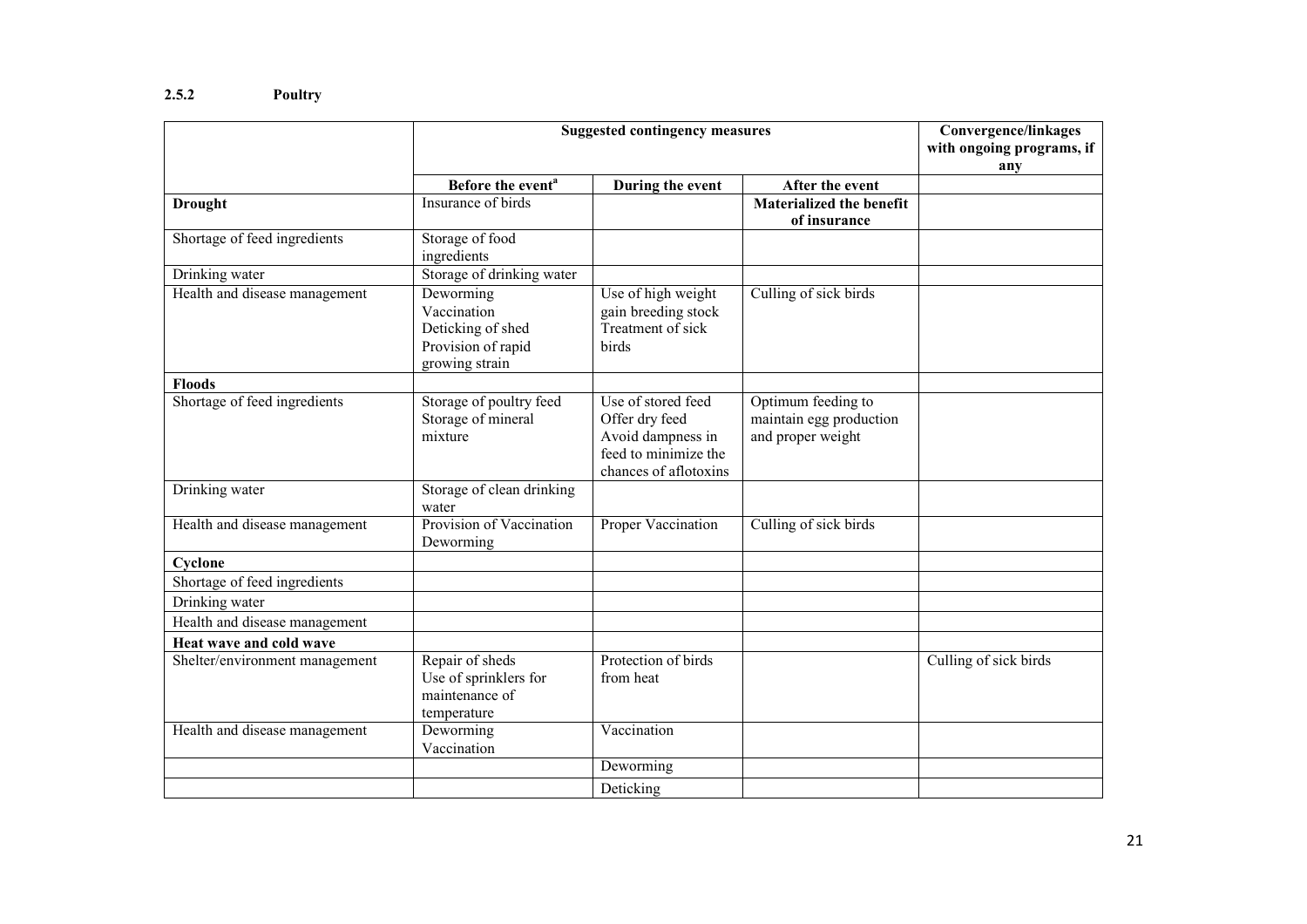### 2.5.2 Poultry

| | Suggested contingency measures | | | Convergence/linkages with ongoing programs, if any |
|---|---|---|---|---|
| | Before the event[a] | During the event | After the event | |
| **Drought** | Insurance of birds | | **Materialized the benefit of insurance** | |
| Shortage of feed ingredients | Storage of food ingredients | | | |
| Drinking water | Storage of drinking water | | | |
| Health and disease management | Deworming<br>Vaccination<br>Deticking of shed<br>Provision of rapid growing strain | Use of high weight gain breeding stock<br>Treatment of sick birds | Culling of sick birds | |
| **Floods** | | | | |
| Shortage of feed ingredients | Storage of poultry feed<br>Storage of mineral mixture | Use of stored feed<br>Offer dry feed<br>Avoid dampness in feed to minimize the chances of aflotoxins | Optimum feeding to maintain egg production and proper weight | |
| Drinking water | Storage of clean drinking water | | | |
| Health and disease management | Provision of Vaccination<br>Deworming | Proper Vaccination | Culling of sick birds | |
| **Cyclone** | | | | |
| Shortage of feed ingredients | | | | |
| Drinking water | | | | |
| Health and disease management | | | | |
| **Heat wave and cold wave** | | | | |
| Shelter/environment management | Repair of sheds<br>Use of sprinklers for maintenance of temperature | Protection of birds from heat | | Culling of sick birds |
| Health and disease management | Deworming<br>Vaccination | Vaccination | | |
| | | Deworming | | |
| | | Deticking | | |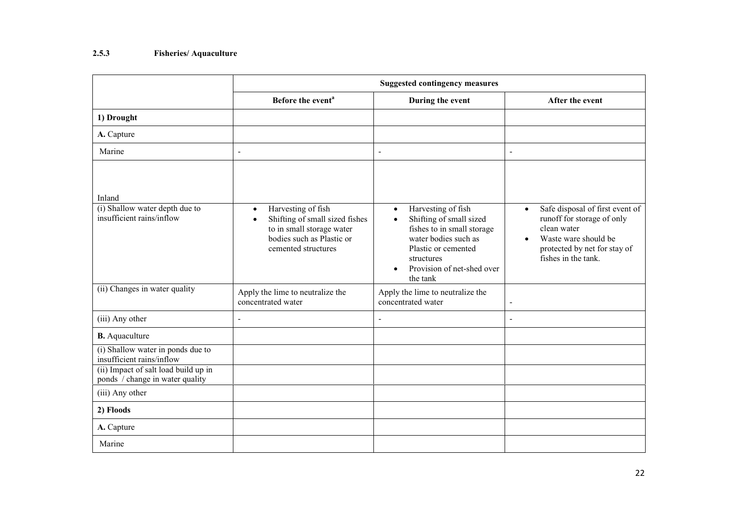### 2.5.3 Fisheries/ Aquaculture

| | Suggested contingency measures | | |
|---|---|---|---|
| | Before the event[a] | During the event | After the event |
| **1) Drought** | | | |
| **A.** Capture | | | |
| Marine | - | - | - |
| Inland | | | |
| (i) Shallow water depth due to insufficient rains/inflow | • Harvesting of fish<br>• Shifting of small sized fishes to in small storage water bodies such as Plastic or cemented structures | • Harvesting of fish<br>• Shifting of small sized fishes to in small storage water bodies such as Plastic or cemented structures<br>• Provision of net-shed over the tank | • Safe disposal of first event of runoff for storage of only clean water<br>• Waste ware should be protected by net for stay of fishes in the tank. |
| (ii) Changes in water quality | Apply the lime to neutralize the concentrated water | Apply the lime to neutralize the concentrated water | - |
| (iii) Any other | - | - | - |
| **B.** Aquaculture | | | |
| (i) Shallow water in ponds due to insufficient rains/inflow | | | |
| (ii) Impact of salt load build up in ponds / change in water quality | | | |
| (iii) Any other | | | |
| **2) Floods** | | | |
| **A.** Capture | | | |
| Marine | | | |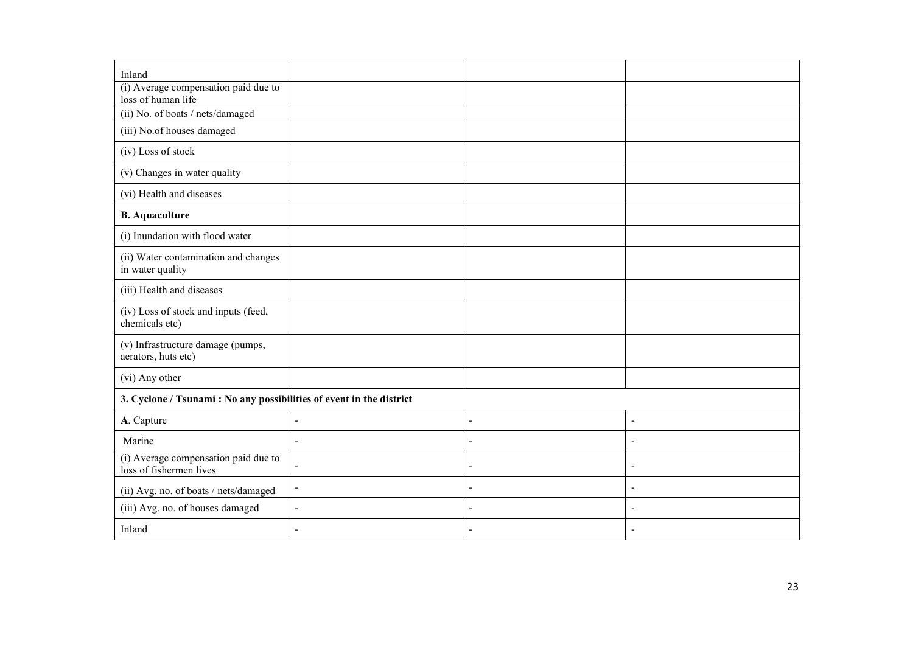| | | | |
|---|---|---|---|
| Inland | | | |
| (i) Average compensation paid due to loss of human life | | | |
| (ii) No. of boats / nets/damaged | | | |
| (iii) No.of houses damaged | | | |
| (iv) Loss of stock | | | |
| (v) Changes in water quality | | | |
| (vi) Health and diseases | | | |
| **B. Aquaculture** | | | |
| (i) Inundation with flood water | | | |
| (ii) Water contamination and changes in water quality | | | |
| (iii) Health and diseases | | | |
| (iv) Loss of stock and inputs (feed, chemicals etc) | | | |
| (v) Infrastructure damage (pumps, aerators, huts etc) | | | |
| (vi) Any other | | | |
| **3. Cyclone / Tsunami : No any possibilities of event in the district** | | | |
| **A**. Capture | - | - | - |
| Marine | - | - | - |
| (i) Average compensation paid due to loss of fishermen lives | - | - | - |
| (ii) Avg. no. of boats / nets/damaged | - | - | - |
| (iii) Avg. no. of houses damaged | - | - | - |
| Inland | - | - | - |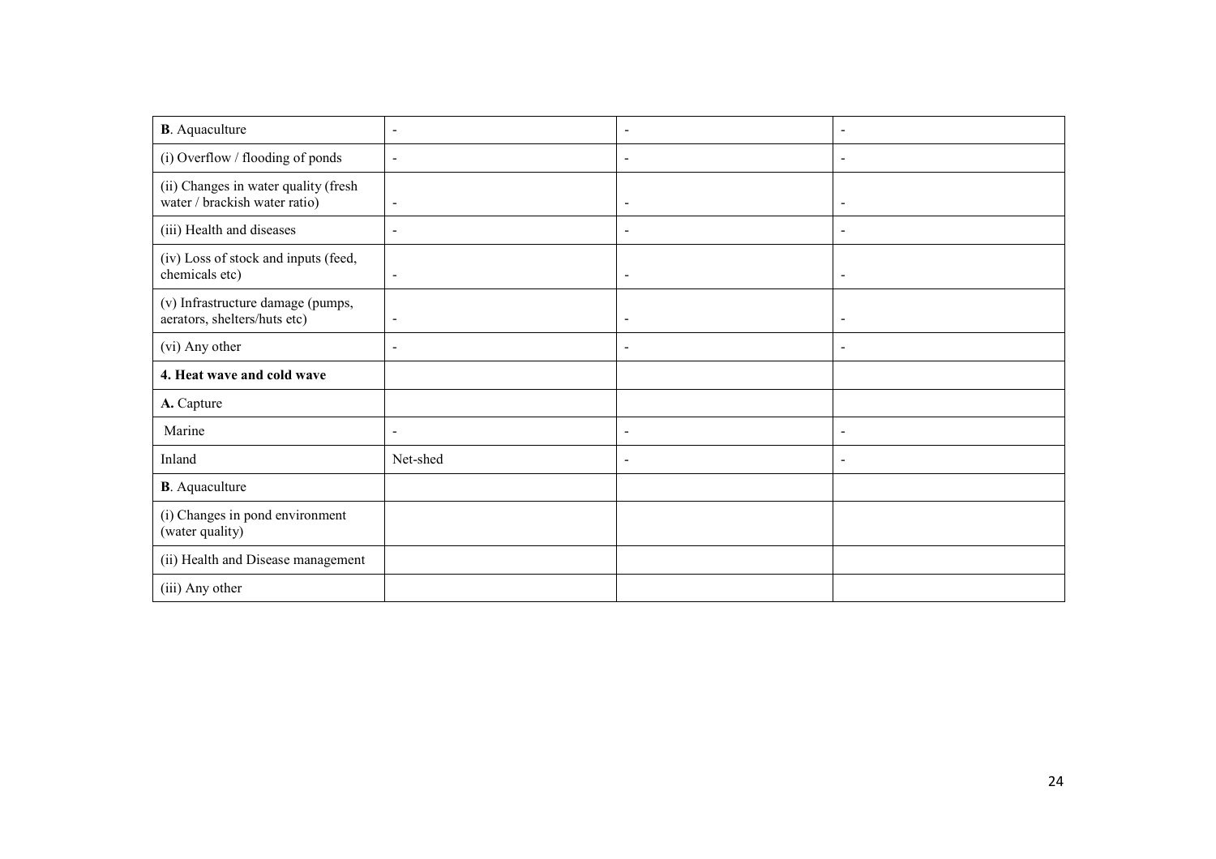| | | | |
|---|---|---|---|
| **B**. Aquaculture | - | - | - |
| (i) Overflow / flooding of ponds | - | - | - |
| (ii) Changes in water quality (fresh water / brackish water ratio) | - | - | - |
| (iii) Health and diseases | - | - | - |
| (iv) Loss of stock and inputs (feed, chemicals etc) | - | - | - |
| (v) Infrastructure damage (pumps, aerators, shelters/huts etc) | - | - | - |
| (vi) Any other | - | - | - |
| **4. Heat wave and cold wave** | | | |
| **A.** Capture | | | |
| Marine | - | - | - |
| Inland | Net-shed | - | - |
| **B**. Aquaculture | | | |
| (i) Changes in pond environment (water quality) | | | |
| (ii) Health and Disease management | | | |
| (iii) Any other | | | |